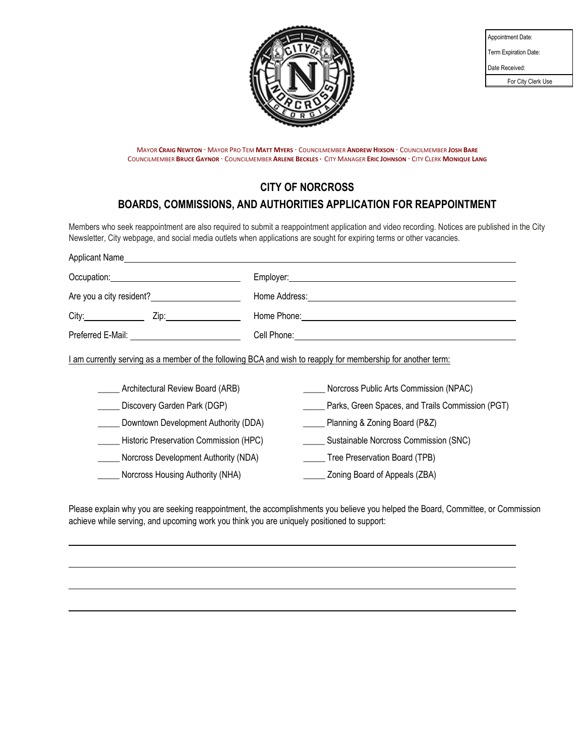| Appointment Date: |
| --- |
| Term Expiration Date: |
| Date Received: |
| For City Clerk Use |

MAYOR **CRAIG NEWTON** · MAYOR PRO TEM **MATT MYERS** · COUNCILMEMBER **ANDREW HIXSON** · COUNCILMEMBER **JOSH BARE**
COUNCILMEMBER **BRUCE GAYNOR** · COUNCILMEMBER **ARLENE BECKLES** · CITY MANAGER **ERIC JOHNSON** · CITY CLERK **MONIQUE LANG**

## CITY OF NORCROSS

## BOARDS, COMMISSIONS, AND AUTHORITIES APPLICATION FOR REAPPOINTMENT

Members who seek reappointment are also required to submit a reappointment application and video recording. Notices are published in the City Newsletter, City webpage, and social media outlets when applications are sought for expiring terms or other vacancies.

Applicant Name________________________________________________________________

Occupation:____________________ Employer:______________________________________

Are you a city resident?______________ Home Address:________________________________

City:__________ Zip:____________ Home Phone:__________________________________

Preferred E-Mail: __________________ Cell Phone:___________________________________

I am currently serving as a member of the following BCA and wish to reapply for membership for another term:

_____ Architectural Review Board (ARB)

_____ Discovery Garden Park (DGP)

_____ Downtown Development Authority (DDA)

_____ Historic Preservation Commission (HPC)

_____ Norcross Development Authority (NDA)

_____ Norcross Housing Authority (NHA)

_____ Norcross Public Arts Commission (NPAC)

_____ Parks, Green Spaces, and Trails Commission (PGT)

_____ Planning & Zoning Board (P&Z)

_____ Sustainable Norcross Commission (SNC)

_____ Tree Preservation Board (TPB)

_____ Zoning Board of Appeals (ZBA)

Please explain why you are seeking reappointment, the accomplishments you believe you helped the Board, Committee, or Commission achieve while serving, and upcoming work you think you are uniquely positioned to support:

______________________________________________________________________________

______________________________________________________________________________

______________________________________________________________________________

______________________________________________________________________________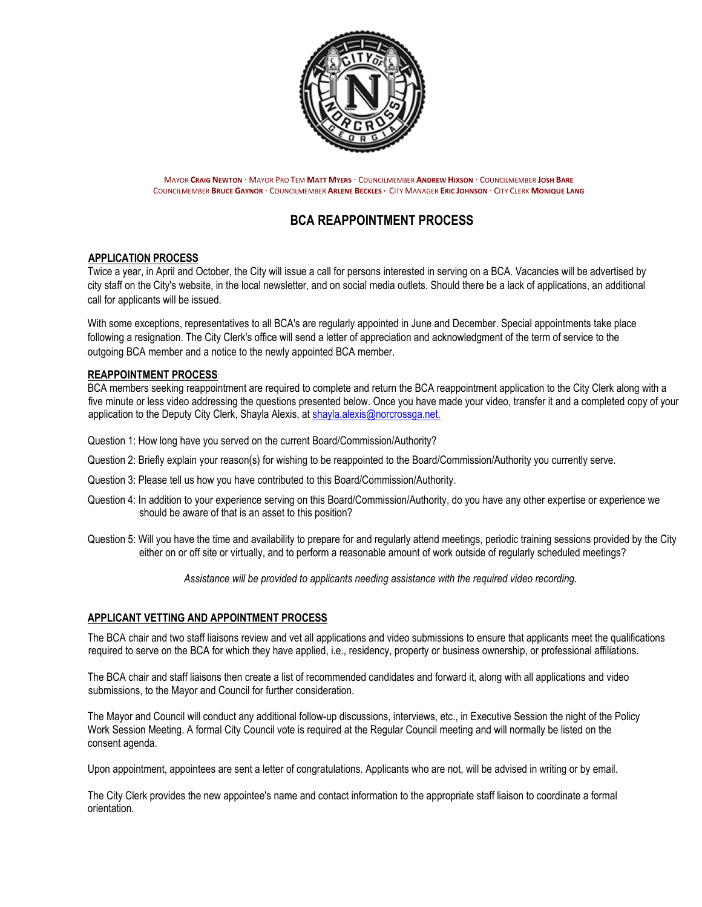MAYOR **CRAIG NEWTON** · MAYOR PRO TEM **MATT MYERS** · COUNCILMEMBER **ANDREW HIXSON** · COUNCILMEMBER **JOSH BARE**
COUNCILMEMBER **BRUCE GAYNOR** · COUNCILMEMBER **ARLENE BECKLES** · CITY MANAGER **ERIC JOHNSON** · CITY CLERK **MONIQUE LANG**

# BCA REAPPOINTMENT PROCESS

## APPLICATION PROCESS

Twice a year, in April and October, the City will issue a call for persons interested in serving on a BCA. Vacancies will be advertised by city staff on the City's website, in the local newsletter, and on social media outlets. Should there be a lack of applications, an additional call for applicants will be issued.

With some exceptions, representatives to all BCA's are regularly appointed in June and December. Special appointments take place following a resignation. The City Clerk's office will send a letter of appreciation and acknowledgment of the term of service to the outgoing BCA member and a notice to the newly appointed BCA member.

## REAPPOINTMENT PROCESS

BCA members seeking reappointment are required to complete and return the BCA reappointment application to the City Clerk along with a five minute or less video addressing the questions presented below. Once you have made your video, transfer it and a completed copy of your application to the Deputy City Clerk, Shayla Alexis, at shayla.alexis@norcrossga.net.

Question 1: How long have you served on the current Board/Commission/Authority?

Question 2: Briefly explain your reason(s) for wishing to be reappointed to the Board/Commission/Authority you currently serve.

Question 3: Please tell us how you have contributed to this Board/Commission/Authority.

Question 4: In addition to your experience serving on this Board/Commission/Authority, do you have any other expertise or experience we should be aware of that is an asset to this position?

Question 5: Will you have the time and availability to prepare for and regularly attend meetings, periodic training sessions provided by the City either on or off site or virtually, and to perform a reasonable amount of work outside of regularly scheduled meetings?

*Assistance will be provided to applicants needing assistance with the required video recording.*

## APPLICANT VETTING AND APPOINTMENT PROCESS

The BCA chair and two staff liaisons review and vet all applications and video submissions to ensure that applicants meet the qualifications required to serve on the BCA for which they have applied, i.e., residency, property or business ownership, or professional affiliations.

The BCA chair and staff liaisons then create a list of recommended candidates and forward it, along with all applications and video submissions, to the Mayor and Council for further consideration.

The Mayor and Council will conduct any additional follow-up discussions, interviews, etc., in Executive Session the night of the Policy Work Session Meeting. A formal City Council vote is required at the Regular Council meeting and will normally be listed on the consent agenda.

Upon appointment, appointees are sent a letter of congratulations. Applicants who are not, will be advised in writing or by email.

The City Clerk provides the new appointee's name and contact information to the appropriate staff liaison to coordinate a formal orientation.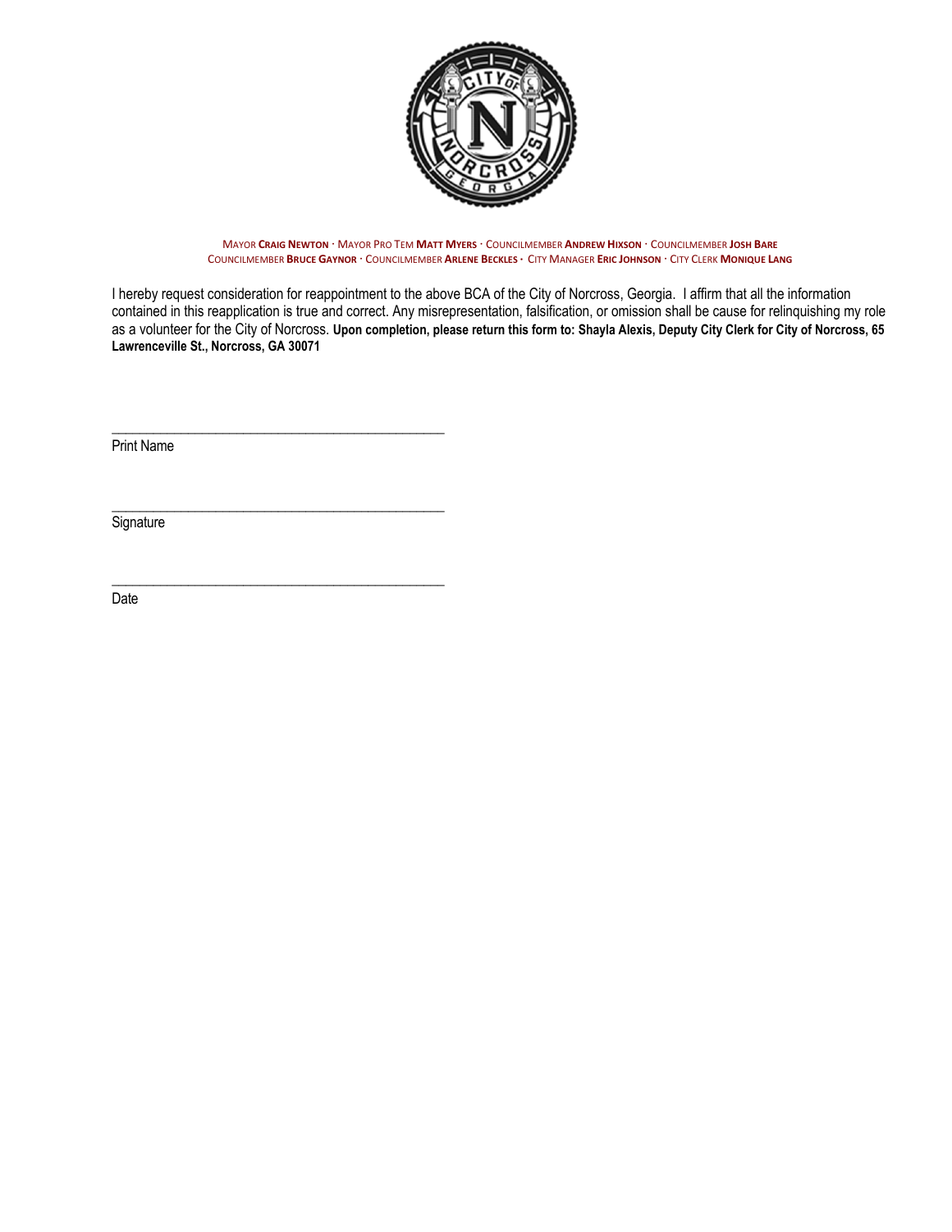MAYOR **CRAIG NEWTON** · MAYOR PRO TEM **MATT MYERS** · COUNCILMEMBER **ANDREW HIXSON** · COUNCILMEMBER **JOSH BARE**
COUNCILMEMBER **BRUCE GAYNOR** · COUNCILMEMBER **ARLENE BECKLES** · CITY MANAGER **ERIC JOHNSON** · CITY CLERK **MONIQUE LANG**

I hereby request consideration for reappointment to the above BCA of the City of Norcross, Georgia. I affirm that all the information contained in this reapplication is true and correct. Any misrepresentation, falsification, or omission shall be cause for relinquishing my role as a volunteer for the City of Norcross. **Upon completion, please return this form to: Shayla Alexis, Deputy City Clerk for City of Norcross, 65 Lawrenceville St., Norcross, GA 30071**

_______________________________________________
Print Name

_______________________________________________
Signature

_______________________________________________
Date